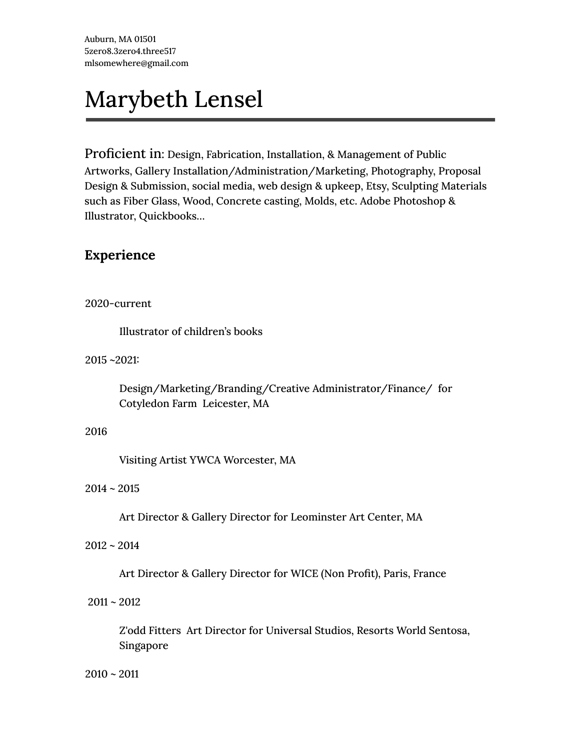Auburn, MA 01501
5zero8.3zero4.three517
mlsomewhere@gmail.com

# Marybeth Lensel

---

Proficient in: Design, Fabrication, Installation, & Management of Public Artworks, Gallery Installation/Administration/Marketing, Photography, Proposal Design & Submission, social media, web design & upkeep, Etsy, Sculpting Materials such as Fiber Glass, Wood, Concrete casting, Molds, etc. Adobe Photoshop & Illustrator, Quickbooks…

## Experience

2020-current

Illustrator of children's books

2015 ~2021:

Design/Marketing/Branding/Creative Administrator/Finance/ for Cotyledon Farm Leicester, MA

2016

Visiting Artist YWCA Worcester, MA

2014 ~ 2015

Art Director & Gallery Director for Leominster Art Center, MA

2012 ~ 2014

Art Director & Gallery Director for WICE (Non Profit), Paris, France

2011 ~ 2012

Z'odd Fitters Art Director for Universal Studios, Resorts World Sentosa, Singapore

2010 ~ 2011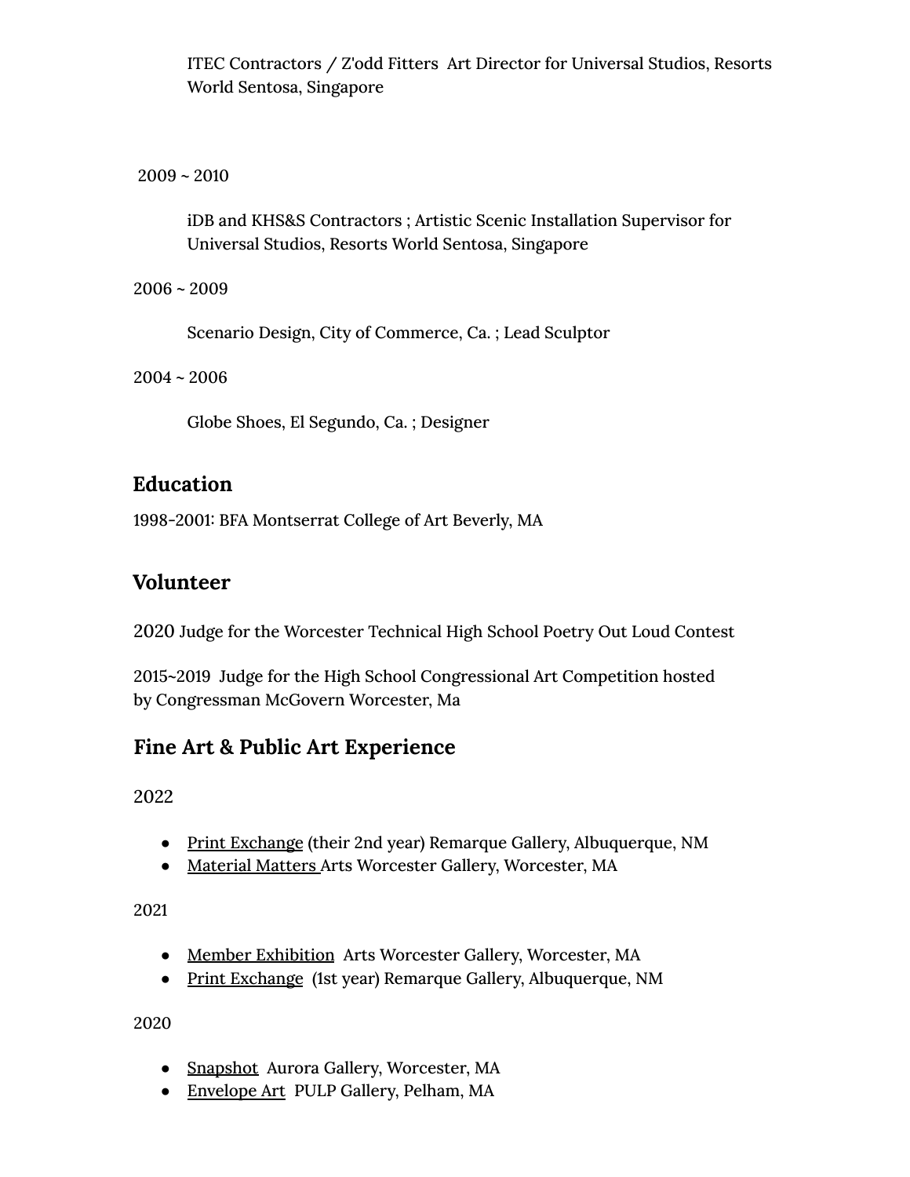ITEC Contractors / Z'odd Fitters  Art Director for Universal Studios, Resorts World Sentosa, Singapore

2009 ~ 2010

iDB and KHS&S Contractors ; Artistic Scenic Installation Supervisor for Universal Studios, Resorts World Sentosa, Singapore

2006 ~ 2009

Scenario Design, City of Commerce, Ca. ; Lead Sculptor

2004 ~ 2006

Globe Shoes, El Segundo, Ca. ; Designer

## Education

1998-2001: BFA Montserrat College of Art Beverly, MA

## Volunteer

2020 Judge for the Worcester Technical High School Poetry Out Loud Contest

2015~2019  Judge for the High School Congressional Art Competition hosted by Congressman McGovern Worcester, Ma

## Fine Art & Public Art Experience

2022

- Print Exchange (their 2nd year) Remarque Gallery, Albuquerque, NM
- Material Matters Arts Worcester Gallery, Worcester, MA

2021

- Member Exhibition  Arts Worcester Gallery, Worcester, MA
- Print Exchange  (1st year) Remarque Gallery, Albuquerque, NM

2020

- Snapshot  Aurora Gallery, Worcester, MA
- Envelope Art  PULP Gallery, Pelham, MA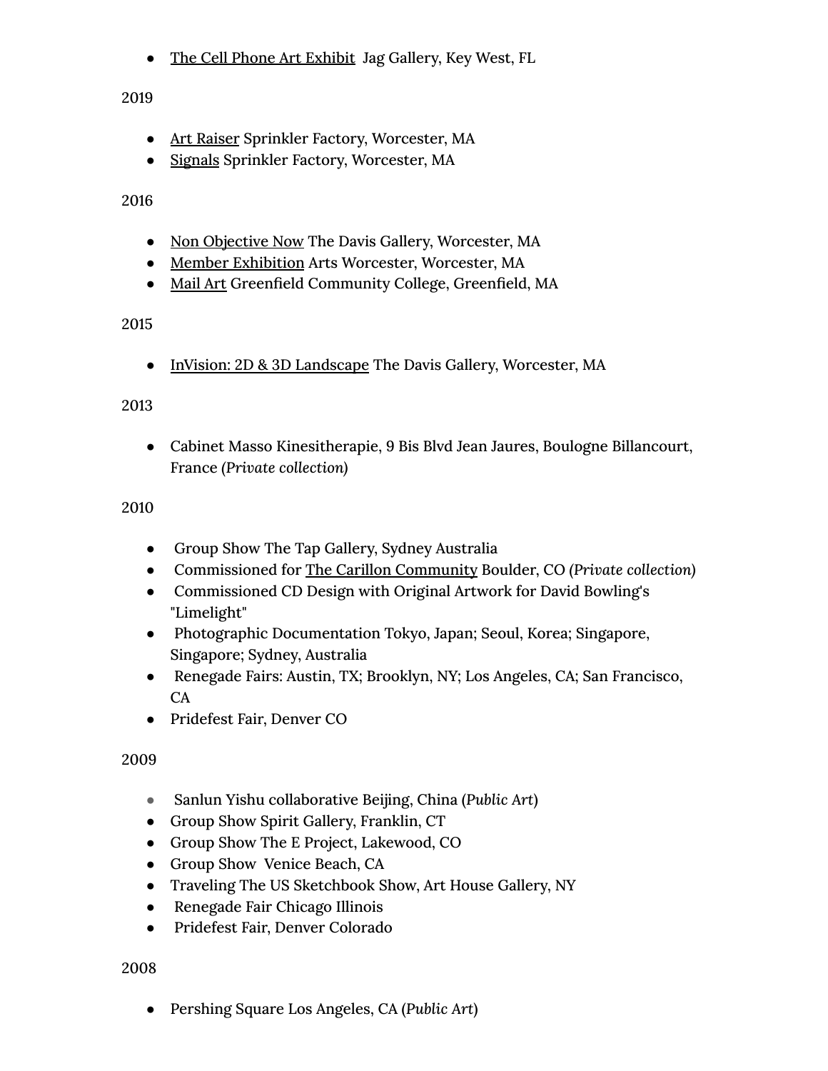- The Cell Phone Art Exhibit  Jag Gallery, Key West, FL

2019

- Art Raiser Sprinkler Factory, Worcester, MA
- Signals Sprinkler Factory, Worcester, MA

2016

- Non Objective Now The Davis Gallery, Worcester, MA
- Member Exhibition Arts Worcester, Worcester, MA
- Mail Art Greenfield Community College, Greenfield, MA

2015

- InVision: 2D & 3D Landscape The Davis Gallery, Worcester, MA

2013

- Cabinet Masso Kinesitherapie, 9 Bis Blvd Jean Jaures, Boulogne Billancourt, France (*Private collection)*

2010

- Group Show The Tap Gallery, Sydney Australia
- Commissioned for The Carillon Community Boulder, CO (*Private collection)*
- Commissioned CD Design with Original Artwork for David Bowling's "Limelight"
- Photographic Documentation Tokyo, Japan; Seoul, Korea; Singapore, Singapore; Sydney, Australia
- Renegade Fairs: Austin, TX; Brooklyn, NY; Los Angeles, CA; San Francisco, CA
- Pridefest Fair, Denver CO

2009

- Sanlun Yishu collaborative Beijing, China (*Public Art*)
- Group Show Spirit Gallery, Franklin, CT
- Group Show The E Project, Lakewood, CO
- Group Show  Venice Beach, CA
- Traveling The US Sketchbook Show, Art House Gallery, NY
- Renegade Fair Chicago Illinois
- Pridefest Fair, Denver Colorado

2008

- Pershing Square Los Angeles, CA (*Public Art*)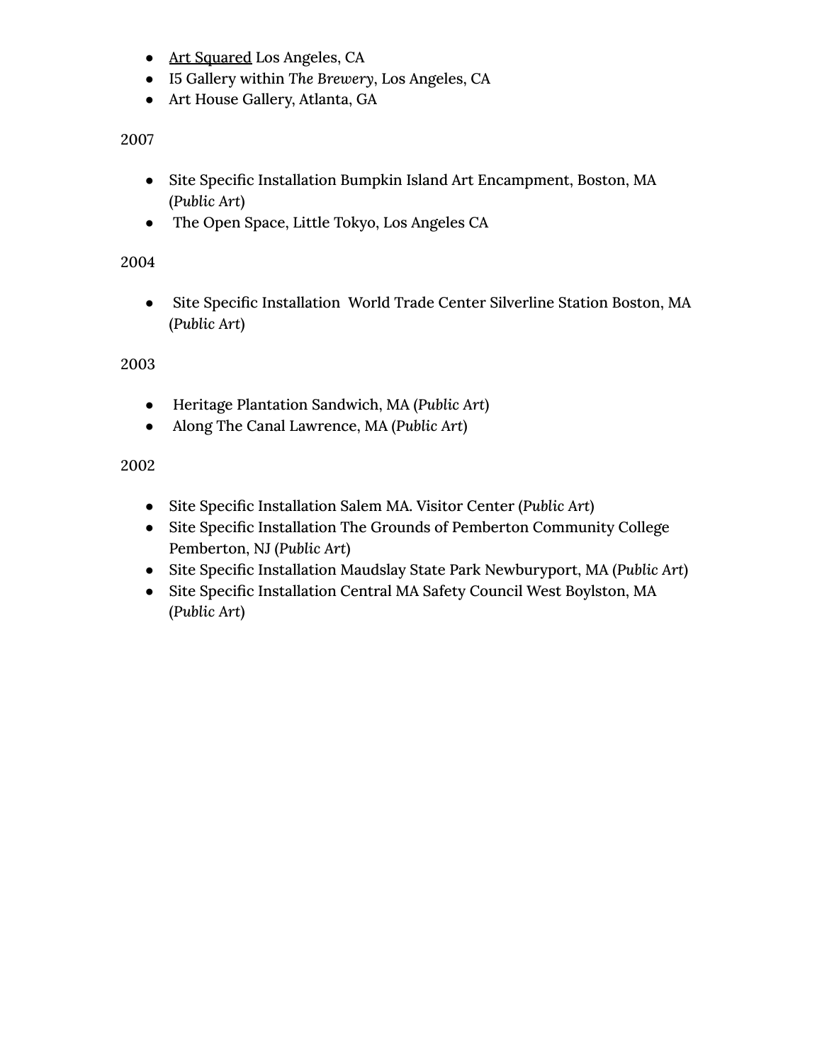- <u>Art Squared</u> Los Angeles, CA
- I5 Gallery within *The Brewery*, Los Angeles, CA
- Art House Gallery, Atlanta, GA

2007

- Site Specific Installation Bumpkin Island Art Encampment, Boston, MA (*Public Art*)
- The Open Space, Little Tokyo, Los Angeles CA

2004

- Site Specific Installation World Trade Center Silverline Station Boston, MA (*Public Art*)

2003

- Heritage Plantation Sandwich, MA (*Public Art*)
- Along The Canal Lawrence, MA (*Public Art*)

2002

- Site Specific Installation Salem MA. Visitor Center (*Public Art*)
- Site Specific Installation The Grounds of Pemberton Community College Pemberton, NJ (*Public Art*)
- Site Specific Installation Maudslay State Park Newburyport, MA (*Public Art*)
- Site Specific Installation Central MA Safety Council West Boylston, MA (*Public Art*)